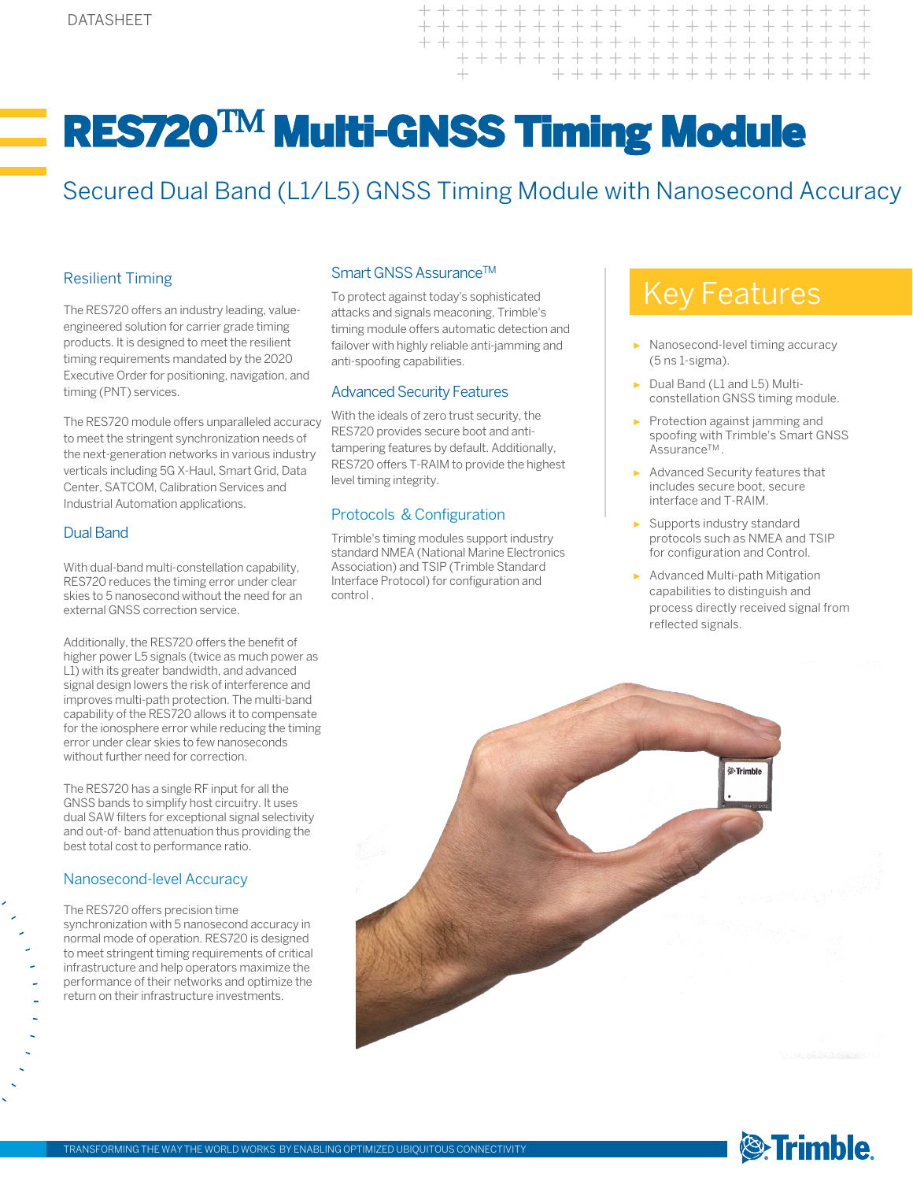DATASHEET

# RES720™ Multi-GNSS Timing Module

## Secured Dual Band (L1/L5) GNSS Timing Module with Nanosecond Accuracy

### Resilient Timing

The RES720 offers an industry leading, value-engineered solution for carrier grade timing products. It is designed to meet the resilient timing requirements mandated by the 2020 Executive Order for positioning, navigation, and timing (PNT) services.

The RES720 module offers unparalleled accuracy to meet the stringent synchronization needs of the next-generation networks in various industry verticals including 5G X-Haul, Smart Grid, Data Center, SATCOM, Calibration Services and Industrial Automation applications.

### Dual Band

With dual-band multi-constellation capability, RES720 reduces the timing error under clear skies to 5 nanosecond without the need for an external GNSS correction service.

Additionally, the RES720 offers the benefit of higher power L5 signals (twice as much power as L1) with its greater bandwidth, and advanced signal design lowers the risk of interference and improves multi-path protection. The multi-band capability of the RES720 allows it to compensate for the ionosphere error while reducing the timing error under clear skies to few nanoseconds without further need for correction.

The RES720 has a single RF input for all the GNSS bands to simplify host circuitry. It uses dual SAW filters for exceptional signal selectivity and out-of- band attenuation thus providing the best total cost to performance ratio.

### Nanosecond-level Accuracy

The RES720 offers precision time synchronization with 5 nanosecond accuracy in normal mode of operation. RES720 is designed to meet stringent timing requirements of critical infrastructure and help operators maximize the performance of their networks and optimize the return on their infrastructure investments.

### Smart GNSS Assurance™

To protect against today's sophisticated attacks and signals meaconing, Trimble's timing module offers automatic detection and failover with highly reliable anti-jamming and anti-spoofing capabilities.

### Advanced Security Features

With the ideals of zero trust security, the RES720 provides secure boot and anti-tampering features by default. Additionally, RES720 offers T-RAIM to provide the highest level timing integrity.

### Protocols & Configuration

Trimble's timing modules support industry standard NMEA (National Marine Electronics Association) and TSIP (Trimble Standard Interface Protocol) for configuration and control .

## Key Features

- Nanosecond-level timing accuracy (5 ns 1-sigma).
- Dual Band (L1 and L5) Multi-constellation GNSS timing module.
- Protection against jamming and spoofing with Trimble's Smart GNSS Assurance™.
- Advanced Security features that includes secure boot, secure interface and T-RAIM.
- Supports industry standard protocols such as NMEA and TSIP for configuration and Control.
- Advanced Multi-path Mitigation capabilities to distinguish and process directly received signal from reflected signals.

TRANSFORMING THE WAY THE WORLD WORKS BY ENABLING OPTIMIZED UBIQUITOUS CONNECTIVITY

Trimble.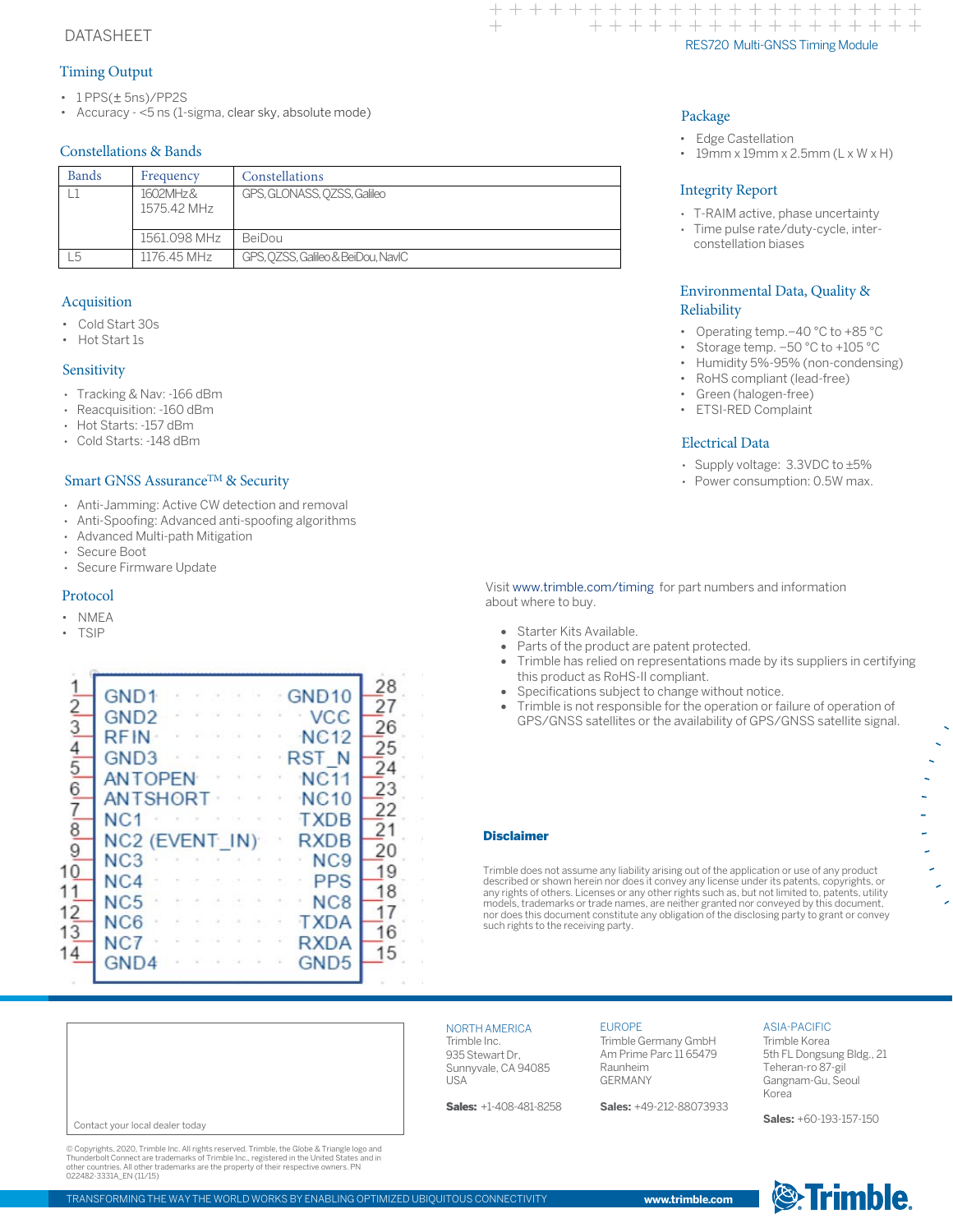DATASHEET

RES720 Multi-GNSS Timing Module

## Timing Output

- 1 PPS(± 5ns)/PP2S
- Accuracy - <5 ns (1-sigma, clear sky, absolute mode)

## Constellations & Bands

| Bands | Frequency | Constellations |
|---|---|---|
| L1 | 1602MHz & 1575.42 MHz | GPS, GLONASS, QZSS, Galileo |
| | 1561.098 MHz | BeiDou |
| L5 | 1176.45 MHz | GPS, QZSS, Galileo & BeiDou, NavIC |

## Acquisition

- Cold Start 30s
- Hot Start 1s

## Sensitivity

- Tracking & Nav: -166 dBm
- Reacquisition: -160 dBm
- Hot Starts: -157 dBm
- Cold Starts: -148 dBm

## Smart GNSS Assurance™ & Security

- Anti-Jamming: Active CW detection and removal
- Anti-Spoofing: Advanced anti-spoofing algorithms
- Advanced Multi-path Mitigation
- Secure Boot
- Secure Firmware Update

## Protocol

- NMEA
- TSIP

| Pin | Name | Name | Pin |
|---|---|---|---|
| 1 | GND1 | GND10 | 28 |
| 2 | GND2 | VCC | 27 |
| 3 | RFIN | NC12 | 26 |
| 4 | GND3 | RST_N | 25 |
| 5 | ANTOPEN | NC11 | 24 |
| 6 | ANTSHORT | NC10 | 23 |
| 7 | NC1 | TXDB | 22 |
| 8 | NC2 (EVENT_IN) | RXDB | 21 |
| 9 | NC3 | NC9 | 20 |
| 10 | NC4 | PPS | 19 |
| 11 | NC5 | NC8 | 18 |
| 12 | NC6 | TXDA | 17 |
| 13 | NC7 | RXDA | 16 |
| 14 | GND4 | GND5 | 15 |

## Package

- Edge Castellation
- 19mm x 19mm x 2.5mm (L x W x H)

## Integrity Report

- T-RAIM active, phase uncertainty
- Time pulse rate/duty-cycle, inter-constellation biases

## Environmental Data, Quality & Reliability

- Operating temp. −40 °C to +85 °C
- Storage temp. −50 °C to +105 °C
- Humidity 5%-95% (non-condensing)
- RoHS compliant (lead-free)
- Green (halogen-free)
- ETSI-RED Complaint

## Electrical Data

- Supply voltage: 3.3VDC to ±5%
- Power consumption: 0.5W max.

Visit www.trimble.com/timing for part numbers and information about where to buy.

- Starter Kits Available.
- Parts of the product are patent protected.
- Trimble has relied on representations made by its suppliers in certifying this product as RoHS-II compliant.
- Specifications subject to change without notice.
- Trimble is not responsible for the operation or failure of operation of GPS/GNSS satellites or the availability of GPS/GNSS satellite signal.

**Disclaimer**

Trimble does not assume any liability arising out of the application or use of any product described or shown herein nor does it convey any license under its patents, copyrights, or any rights of others. Licenses or any other rights such as, but not limited to, patents, utility models, trademarks or trade names, are neither granted nor conveyed by this document, nor does this document constitute any obligation of the disclosing party to grant or convey such rights to the receiving party.

Contact your local dealer today

NORTH AMERICA
Trimble Inc.
935 Stewart Dr,
Sunnyvale, CA 94085
USA

**Sales:** +1-408-481-8258

EUROPE
Trimble Germany GmbH
Am Prime Parc 11 65479
Raunheim
GERMANY

**Sales:** +49-212-88073933

ASIA-PACIFIC
Trimble Korea
5th FL Dongsung Bldg., 21
Teheran-ro 87-gil
Gangnam-Gu, Seoul
Korea

**Sales:** +60-193-157-150

© Copyrights, 2020, Trimble Inc. All rights reserved. Trimble, the Globe & Triangle logo and Thunderbolt Connect are trademarks of Trimble Inc., registered in the United States and in other countries. All other trademarks are the property of their respective owners. PN 022482-3331A_EN (11/15)

TRANSFORMING THE WAY THE WORLD WORKS BY ENABLING OPTIMIZED UBIQUITOUS CONNECTIVITY

www.trimble.com